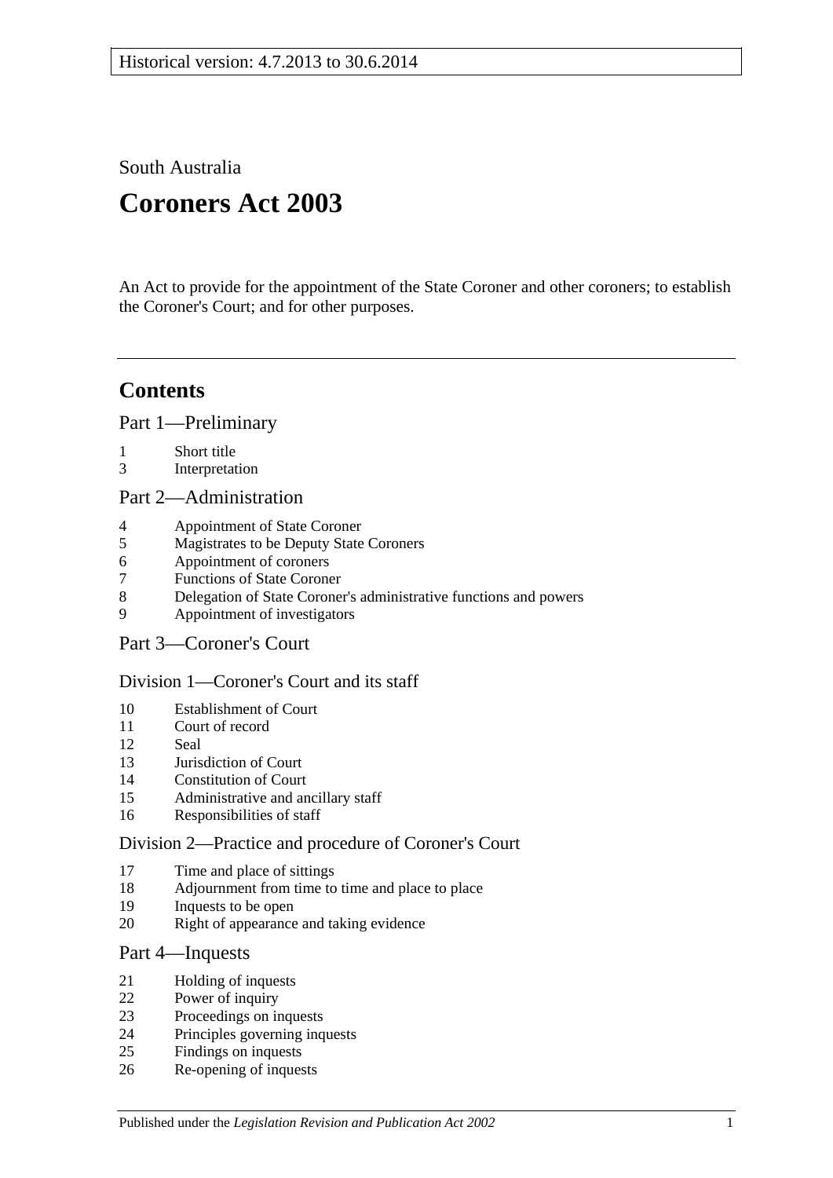Historical version: 4.7.2013 to 30.6.2014

South Australia

# Coroners Act 2003

An Act to provide for the appointment of the State Coroner and other coroners; to establish the Coroner's Court; and for other purposes.

## Contents

### Part 1—Preliminary

1 Short title
3 Interpretation

### Part 2—Administration

4 Appointment of State Coroner
5 Magistrates to be Deputy State Coroners
6 Appointment of coroners
7 Functions of State Coroner
8 Delegation of State Coroner's administrative functions and powers
9 Appointment of investigators

### Part 3—Coroner's Court

#### Division 1—Coroner's Court and its staff

10 Establishment of Court
11 Court of record
12 Seal
13 Jurisdiction of Court
14 Constitution of Court
15 Administrative and ancillary staff
16 Responsibilities of staff

#### Division 2—Practice and procedure of Coroner's Court

17 Time and place of sittings
18 Adjournment from time to time and place to place
19 Inquests to be open
20 Right of appearance and taking evidence

### Part 4—Inquests

21 Holding of inquests
22 Power of inquiry
23 Proceedings on inquests
24 Principles governing inquests
25 Findings on inquests
26 Re-opening of inquests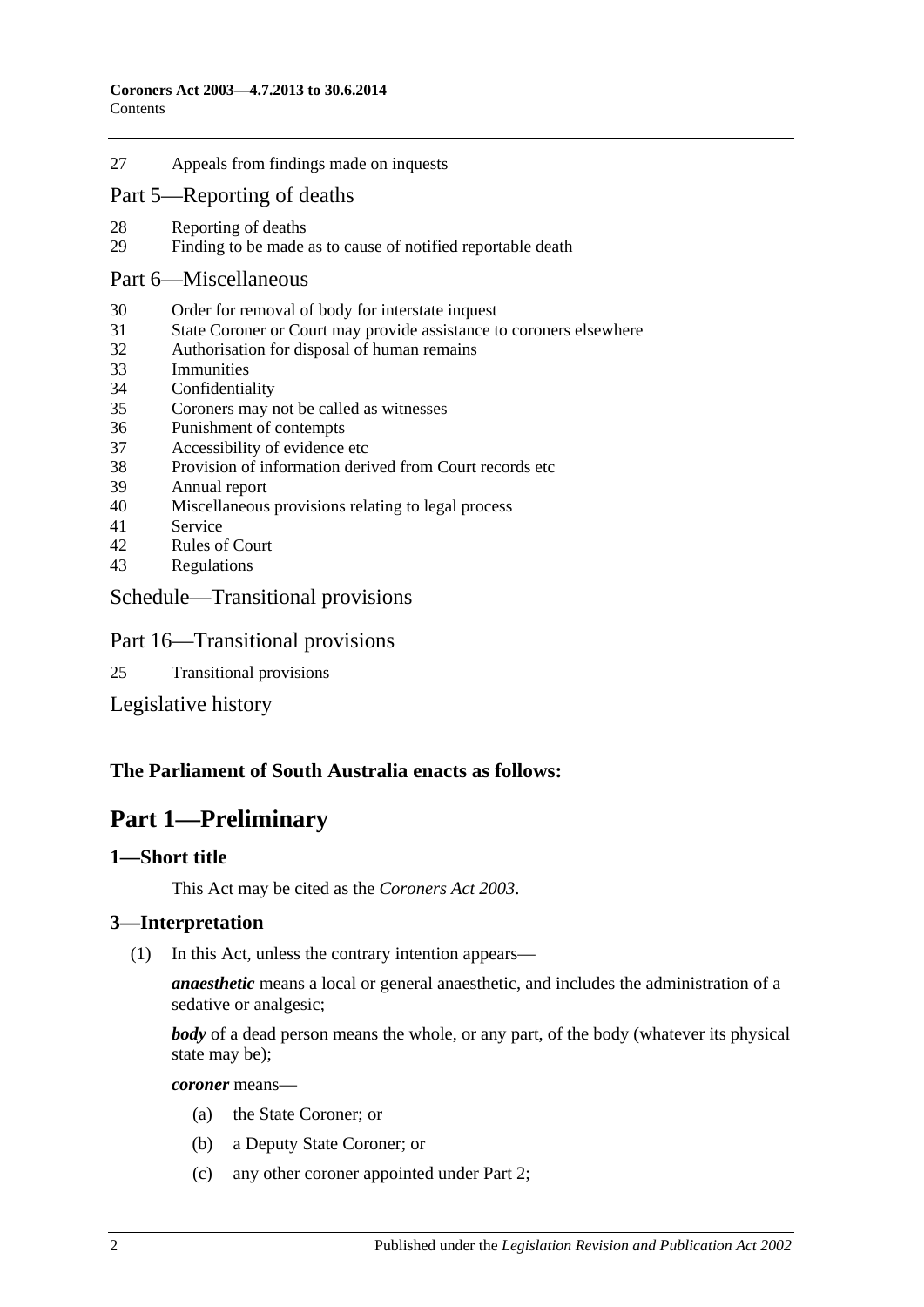27 Appeals from findings made on inquests

Part 5—Reporting of deaths

28 Reporting of deaths
29 Finding to be made as to cause of notified reportable death

Part 6—Miscellaneous

30 Order for removal of body for interstate inquest
31 State Coroner or Court may provide assistance to coroners elsewhere
32 Authorisation for disposal of human remains
33 Immunities
34 Confidentiality
35 Coroners may not be called as witnesses
36 Punishment of contempts
37 Accessibility of evidence etc
38 Provision of information derived from Court records etc
39 Annual report
40 Miscellaneous provisions relating to legal process
41 Service
42 Rules of Court
43 Regulations

Schedule—Transitional provisions

Part 16—Transitional provisions

25 Transitional provisions

Legislative history

**The Parliament of South Australia enacts as follows:**

# Part 1—Preliminary

## 1—Short title

This Act may be cited as the *Coroners Act 2003*.

## 3—Interpretation

(1) In this Act, unless the contrary intention appears—

***anaesthetic*** means a local or general anaesthetic, and includes the administration of a sedative or analgesic;

***body*** of a dead person means the whole, or any part, of the body (whatever its physical state may be);

***coroner*** means—

(a) the State Coroner; or

(b) a Deputy State Coroner; or

(c) any other coroner appointed under Part 2;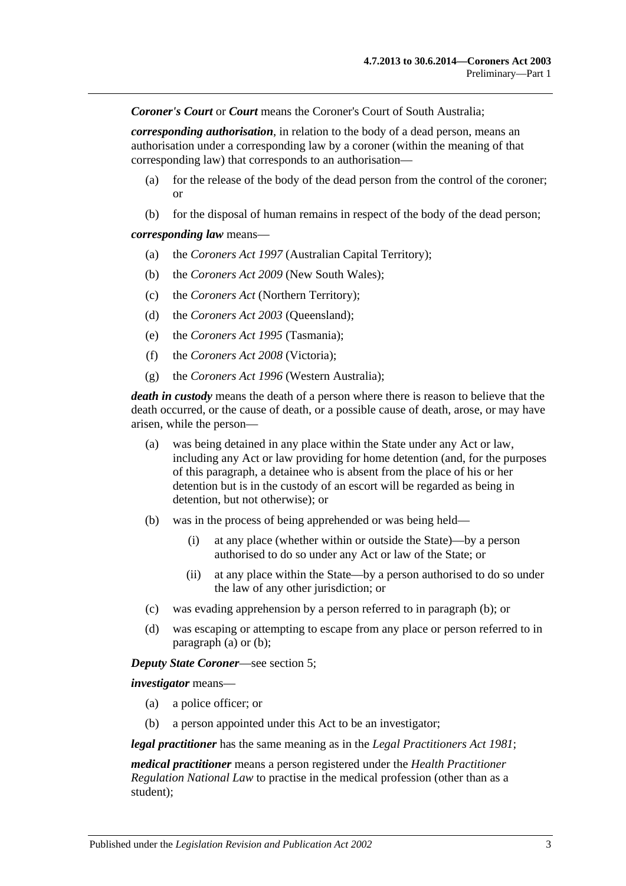***Coroner's Court*** or ***Court*** means the Coroner's Court of South Australia;

***corresponding authorisation***, in relation to the body of a dead person, means an authorisation under a corresponding law by a coroner (within the meaning of that corresponding law) that corresponds to an authorisation—

(a) for the release of the body of the dead person from the control of the coroner; or

(b) for the disposal of human remains in respect of the body of the dead person;

***corresponding law*** means—

(a) the *Coroners Act 1997* (Australian Capital Territory);

(b) the *Coroners Act 2009* (New South Wales);

(c) the *Coroners Act* (Northern Territory);

(d) the *Coroners Act 2003* (Queensland);

(e) the *Coroners Act 1995* (Tasmania);

(f) the *Coroners Act 2008* (Victoria);

(g) the *Coroners Act 1996* (Western Australia);

***death in custody*** means the death of a person where there is reason to believe that the death occurred, or the cause of death, or a possible cause of death, arose, or may have arisen, while the person—

(a) was being detained in any place within the State under any Act or law, including any Act or law providing for home detention (and, for the purposes of this paragraph, a detainee who is absent from the place of his or her detention but is in the custody of an escort will be regarded as being in detention, but not otherwise); or

(b) was in the process of being apprehended or was being held—

(i) at any place (whether within or outside the State)—by a person authorised to do so under any Act or law of the State; or

(ii) at any place within the State—by a person authorised to do so under the law of any other jurisdiction; or

(c) was evading apprehension by a person referred to in paragraph (b); or

(d) was escaping or attempting to escape from any place or person referred to in paragraph (a) or (b);

***Deputy State Coroner***—see section 5;

***investigator*** means—

(a) a police officer; or

(b) a person appointed under this Act to be an investigator;

***legal practitioner*** has the same meaning as in the *Legal Practitioners Act 1981*;

***medical practitioner*** means a person registered under the *Health Practitioner Regulation National Law* to practise in the medical profession (other than as a student);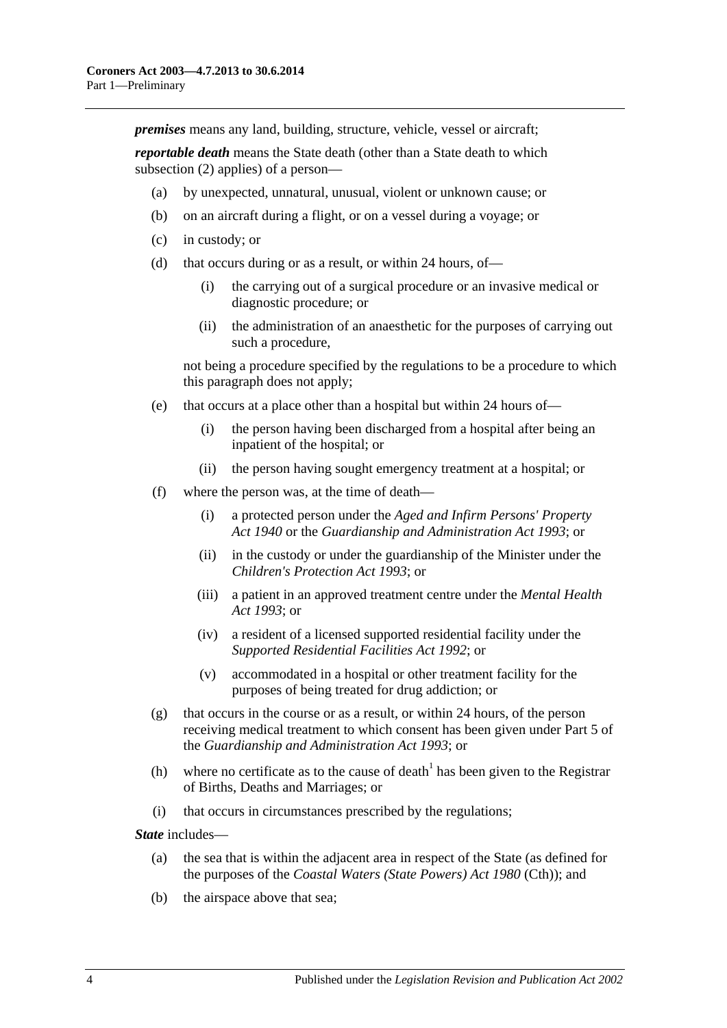***premises*** means any land, building, structure, vehicle, vessel or aircraft;

***reportable death*** means the State death (other than a State death to which subsection (2) applies) of a person—

(a) by unexpected, unnatural, unusual, violent or unknown cause; or

(b) on an aircraft during a flight, or on a vessel during a voyage; or

(c) in custody; or

(d) that occurs during or as a result, or within 24 hours, of—

 (i) the carrying out of a surgical procedure or an invasive medical or diagnostic procedure; or

 (ii) the administration of an anaesthetic for the purposes of carrying out such a procedure,

 not being a procedure specified by the regulations to be a procedure to which this paragraph does not apply;

(e) that occurs at a place other than a hospital but within 24 hours of—

 (i) the person having been discharged from a hospital after being an inpatient of the hospital; or

 (ii) the person having sought emergency treatment at a hospital; or

(f) where the person was, at the time of death—

 (i) a protected person under the *Aged and Infirm Persons' Property Act 1940* or the *Guardianship and Administration Act 1993*; or

 (ii) in the custody or under the guardianship of the Minister under the *Children's Protection Act 1993*; or

 (iii) a patient in an approved treatment centre under the *Mental Health Act 1993*; or

 (iv) a resident of a licensed supported residential facility under the *Supported Residential Facilities Act 1992*; or

 (v) accommodated in a hospital or other treatment facility for the purposes of being treated for drug addiction; or

(g) that occurs in the course or as a result, or within 24 hours, of the person receiving medical treatment to which consent has been given under Part 5 of the *Guardianship and Administration Act 1993*; or

(h) where no certificate as to the cause of death[1] has been given to the Registrar of Births, Deaths and Marriages; or

(i) that occurs in circumstances prescribed by the regulations;

***State*** includes—

(a) the sea that is within the adjacent area in respect of the State (as defined for the purposes of the *Coastal Waters (State Powers) Act 1980* (Cth)); and

(b) the airspace above that sea;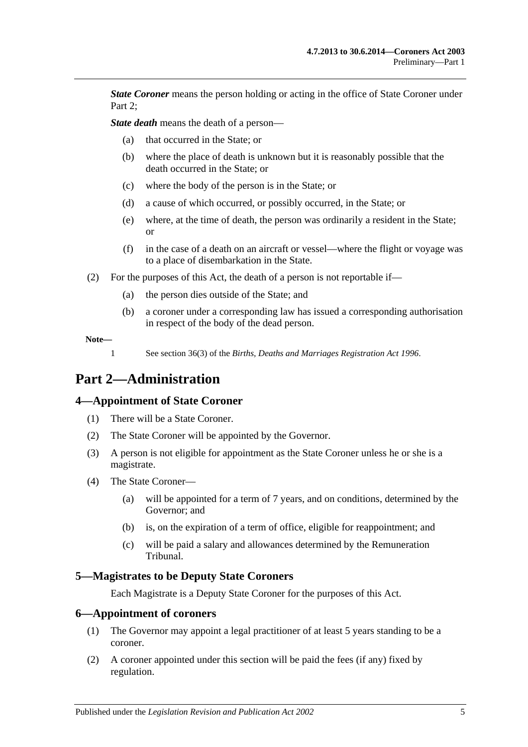***State Coroner*** means the person holding or acting in the office of State Coroner under Part 2;

***State death*** means the death of a person—

(a) that occurred in the State; or

(b) where the place of death is unknown but it is reasonably possible that the death occurred in the State; or

(c) where the body of the person is in the State; or

(d) a cause of which occurred, or possibly occurred, in the State; or

(e) where, at the time of death, the person was ordinarily a resident in the State; or

(f) in the case of a death on an aircraft or vessel—where the flight or voyage was to a place of disembarkation in the State.

(2) For the purposes of this Act, the death of a person is not reportable if—

(a) the person dies outside of the State; and

(b) a coroner under a corresponding law has issued a corresponding authorisation in respect of the body of the dead person.

**Note—**

1 See section 36(3) of the *Births, Deaths and Marriages Registration Act 1996*.

# Part 2—Administration

## 4—Appointment of State Coroner

(1) There will be a State Coroner.

(2) The State Coroner will be appointed by the Governor.

(3) A person is not eligible for appointment as the State Coroner unless he or she is a magistrate.

(4) The State Coroner—

(a) will be appointed for a term of 7 years, and on conditions, determined by the Governor; and

(b) is, on the expiration of a term of office, eligible for reappointment; and

(c) will be paid a salary and allowances determined by the Remuneration Tribunal.

## 5—Magistrates to be Deputy State Coroners

Each Magistrate is a Deputy State Coroner for the purposes of this Act.

## 6—Appointment of coroners

(1) The Governor may appoint a legal practitioner of at least 5 years standing to be a coroner.

(2) A coroner appointed under this section will be paid the fees (if any) fixed by regulation.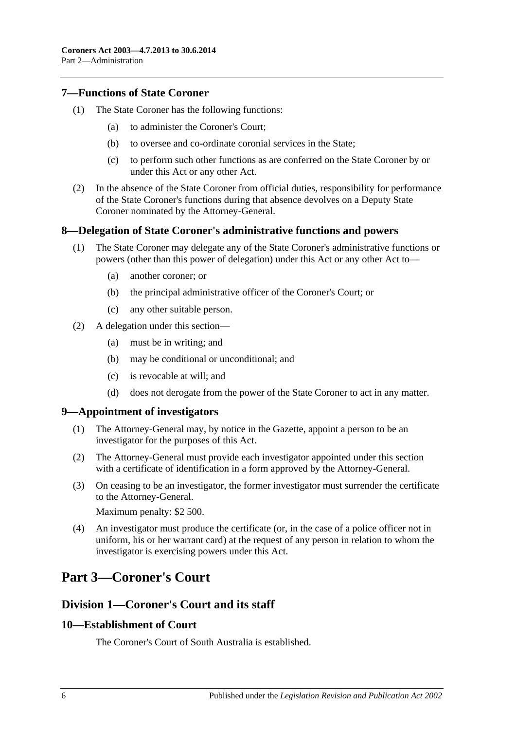### 7—Functions of State Coroner

(1) The State Coroner has the following functions:

(a) to administer the Coroner's Court;

(b) to oversee and co-ordinate coronial services in the State;

(c) to perform such other functions as are conferred on the State Coroner by or under this Act or any other Act.

(2) In the absence of the State Coroner from official duties, responsibility for performance of the State Coroner's functions during that absence devolves on a Deputy State Coroner nominated by the Attorney-General.

### 8—Delegation of State Coroner's administrative functions and powers

(1) The State Coroner may delegate any of the State Coroner's administrative functions or powers (other than this power of delegation) under this Act or any other Act to—

(a) another coroner; or

(b) the principal administrative officer of the Coroner's Court; or

(c) any other suitable person.

(2) A delegation under this section—

(a) must be in writing; and

(b) may be conditional or unconditional; and

(c) is revocable at will; and

(d) does not derogate from the power of the State Coroner to act in any matter.

### 9—Appointment of investigators

(1) The Attorney-General may, by notice in the Gazette, appoint a person to be an investigator for the purposes of this Act.

(2) The Attorney-General must provide each investigator appointed under this section with a certificate of identification in a form approved by the Attorney-General.

(3) On ceasing to be an investigator, the former investigator must surrender the certificate to the Attorney-General.

Maximum penalty: $2 500.

(4) An investigator must produce the certificate (or, in the case of a police officer not in uniform, his or her warrant card) at the request of any person in relation to whom the investigator is exercising powers under this Act.

# Part 3—Coroner's Court

## Division 1—Coroner's Court and its staff

### 10—Establishment of Court

The Coroner's Court of South Australia is established.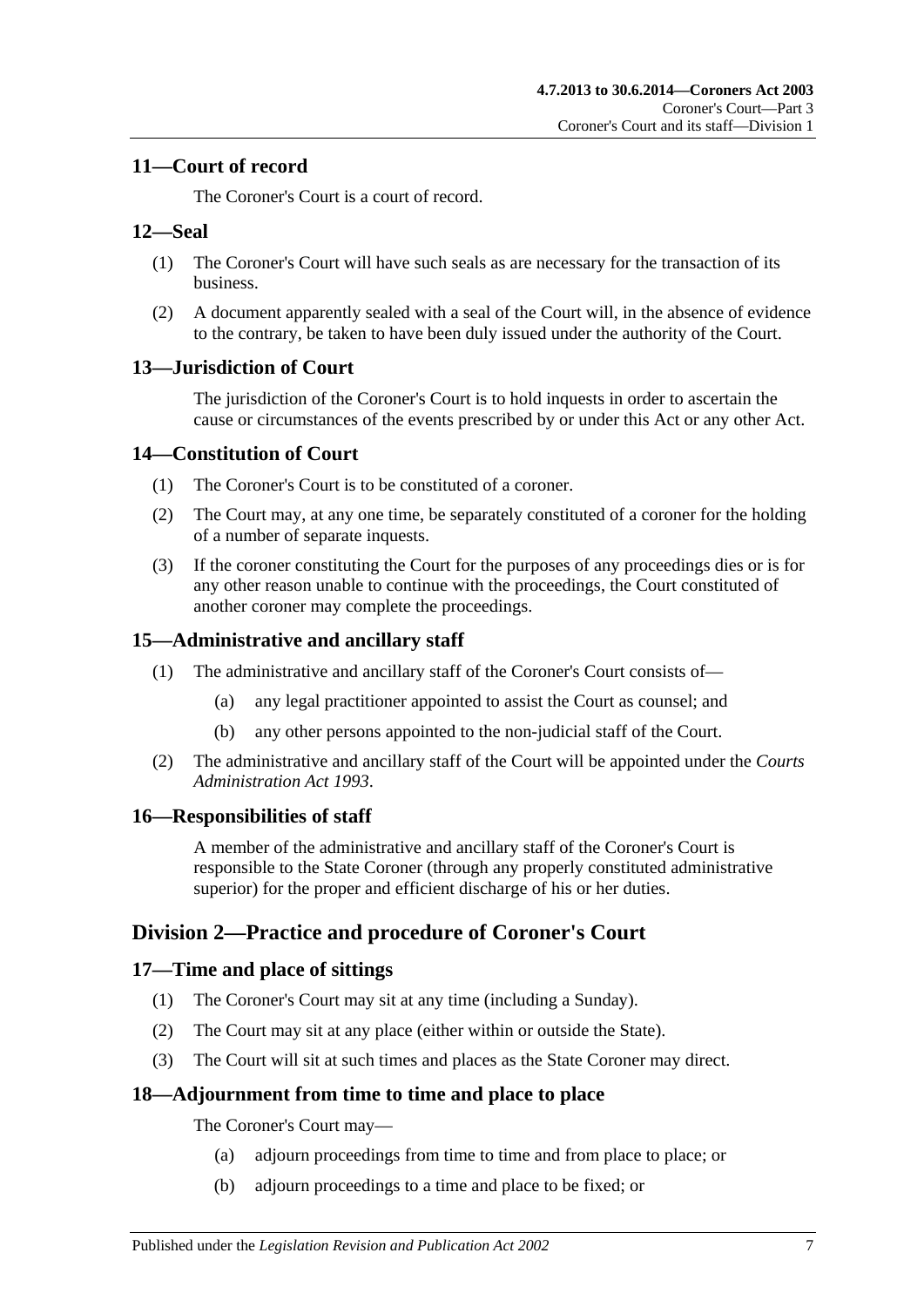## 11—Court of record

The Coroner's Court is a court of record.

## 12—Seal

(1) The Coroner's Court will have such seals as are necessary for the transaction of its business.

(2) A document apparently sealed with a seal of the Court will, in the absence of evidence to the contrary, be taken to have been duly issued under the authority of the Court.

## 13—Jurisdiction of Court

The jurisdiction of the Coroner's Court is to hold inquests in order to ascertain the cause or circumstances of the events prescribed by or under this Act or any other Act.

## 14—Constitution of Court

(1) The Coroner's Court is to be constituted of a coroner.

(2) The Court may, at any one time, be separately constituted of a coroner for the holding of a number of separate inquests.

(3) If the coroner constituting the Court for the purposes of any proceedings dies or is for any other reason unable to continue with the proceedings, the Court constituted of another coroner may complete the proceedings.

## 15—Administrative and ancillary staff

(1) The administrative and ancillary staff of the Coroner's Court consists of—

 (a) any legal practitioner appointed to assist the Court as counsel; and

 (b) any other persons appointed to the non-judicial staff of the Court.

(2) The administrative and ancillary staff of the Court will be appointed under the *Courts Administration Act 1993*.

## 16—Responsibilities of staff

A member of the administrative and ancillary staff of the Coroner's Court is responsible to the State Coroner (through any properly constituted administrative superior) for the proper and efficient discharge of his or her duties.

# Division 2—Practice and procedure of Coroner's Court

## 17—Time and place of sittings

(1) The Coroner's Court may sit at any time (including a Sunday).

(2) The Court may sit at any place (either within or outside the State).

(3) The Court will sit at such times and places as the State Coroner may direct.

## 18—Adjournment from time to time and place to place

The Coroner's Court may—

 (a) adjourn proceedings from time to time and from place to place; or

 (b) adjourn proceedings to a time and place to be fixed; or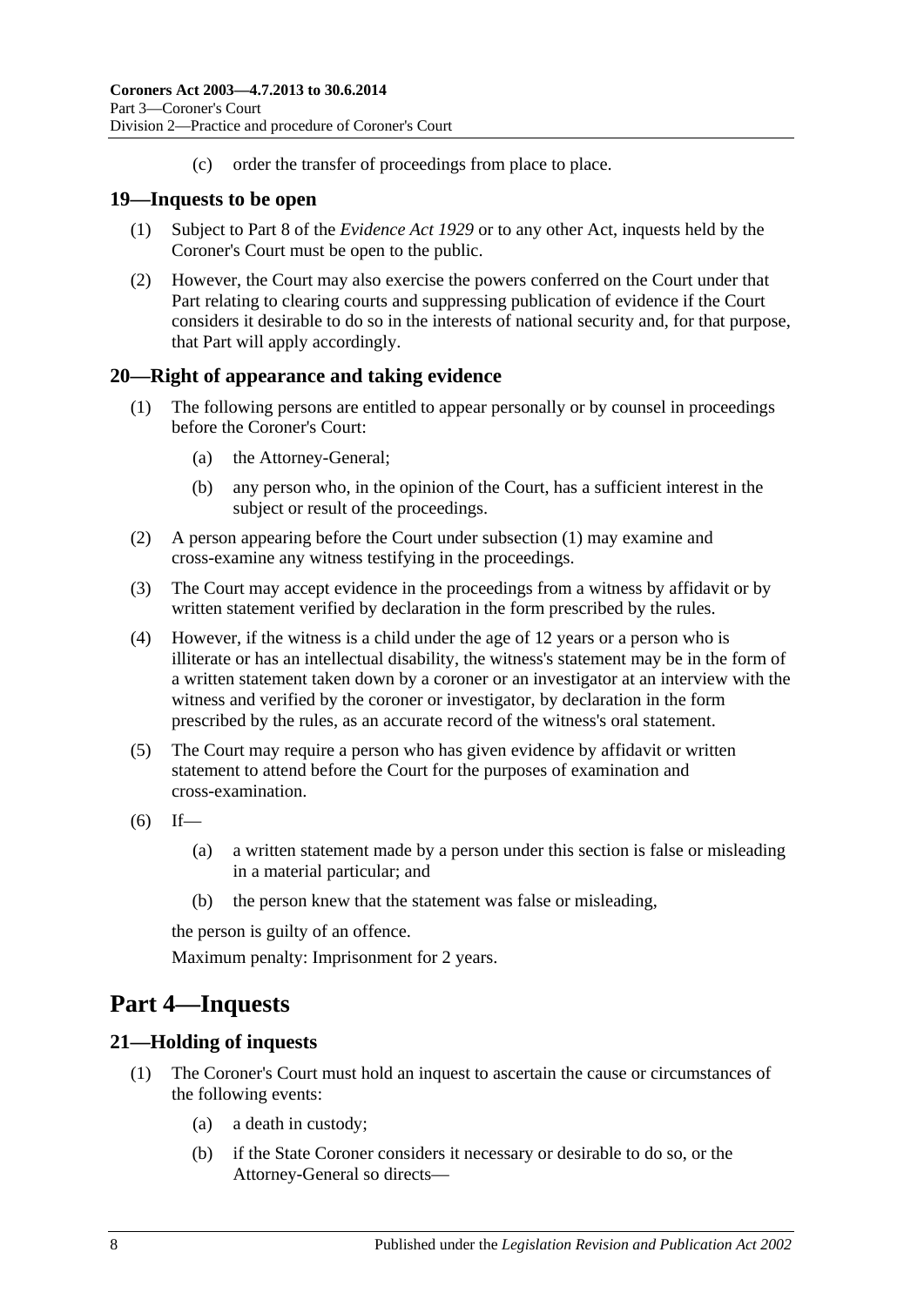(c) order the transfer of proceedings from place to place.

## 19—Inquests to be open

(1) Subject to Part 8 of the *Evidence Act 1929* or to any other Act, inquests held by the Coroner's Court must be open to the public.

(2) However, the Court may also exercise the powers conferred on the Court under that Part relating to clearing courts and suppressing publication of evidence if the Court considers it desirable to do so in the interests of national security and, for that purpose, that Part will apply accordingly.

## 20—Right of appearance and taking evidence

(1) The following persons are entitled to appear personally or by counsel in proceedings before the Coroner's Court:

(a) the Attorney-General;

(b) any person who, in the opinion of the Court, has a sufficient interest in the subject or result of the proceedings.

(2) A person appearing before the Court under subsection (1) may examine and cross-examine any witness testifying in the proceedings.

(3) The Court may accept evidence in the proceedings from a witness by affidavit or by written statement verified by declaration in the form prescribed by the rules.

(4) However, if the witness is a child under the age of 12 years or a person who is illiterate or has an intellectual disability, the witness's statement may be in the form of a written statement taken down by a coroner or an investigator at an interview with the witness and verified by the coroner or investigator, by declaration in the form prescribed by the rules, as an accurate record of the witness's oral statement.

(5) The Court may require a person who has given evidence by affidavit or written statement to attend before the Court for the purposes of examination and cross-examination.

(6) If—

(a) a written statement made by a person under this section is false or misleading in a material particular; and

(b) the person knew that the statement was false or misleading,

the person is guilty of an offence.

Maximum penalty: Imprisonment for 2 years.

# Part 4—Inquests

## 21—Holding of inquests

(1) The Coroner's Court must hold an inquest to ascertain the cause or circumstances of the following events:

(a) a death in custody;

(b) if the State Coroner considers it necessary or desirable to do so, or the Attorney-General so directs—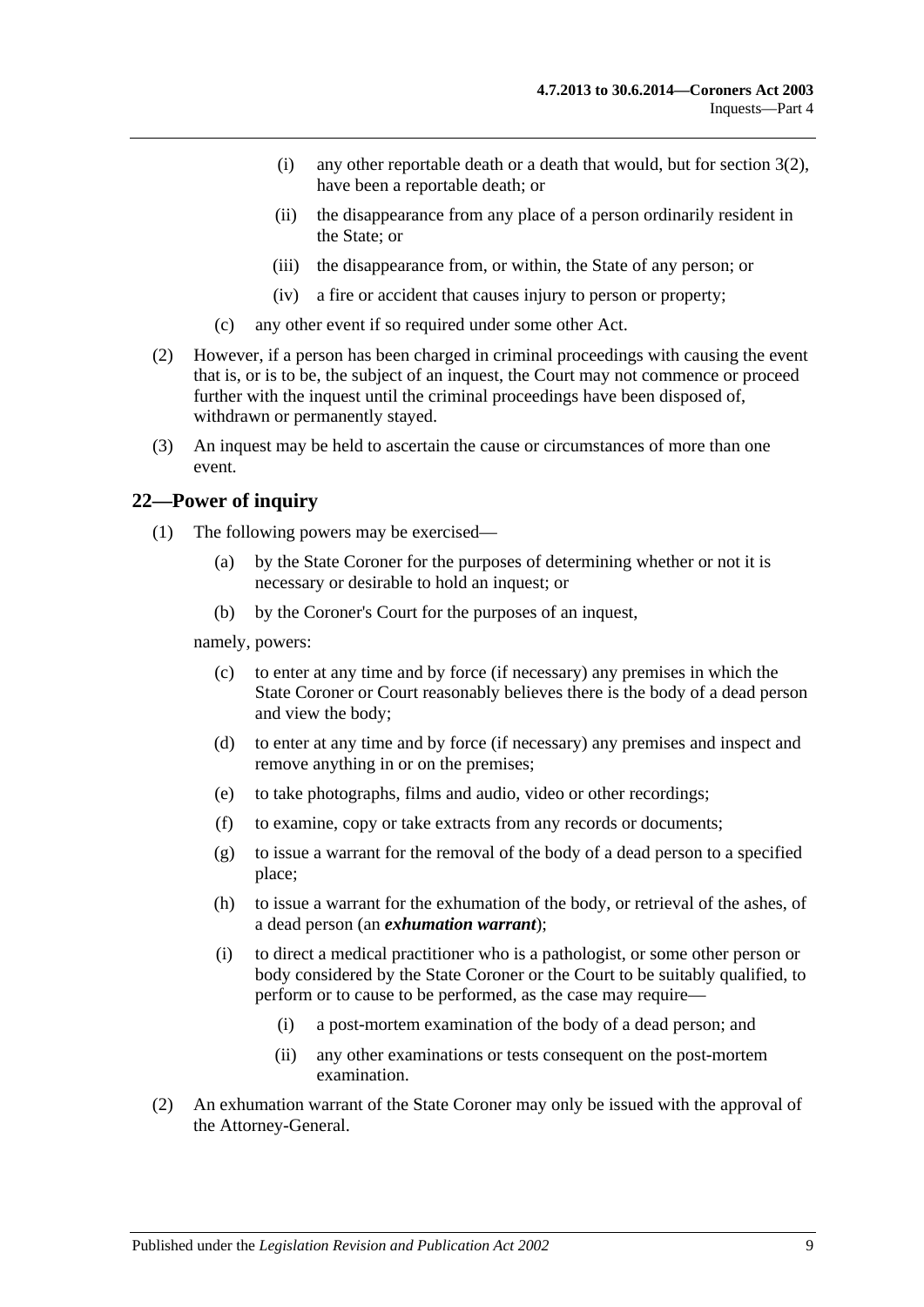(i) any other reportable death or a death that would, but for section 3(2), have been a reportable death; or

(ii) the disappearance from any place of a person ordinarily resident in the State; or

(iii) the disappearance from, or within, the State of any person; or

(iv) a fire or accident that causes injury to person or property;

(c) any other event if so required under some other Act.

(2) However, if a person has been charged in criminal proceedings with causing the event that is, or is to be, the subject of an inquest, the Court may not commence or proceed further with the inquest until the criminal proceedings have been disposed of, withdrawn or permanently stayed.

(3) An inquest may be held to ascertain the cause or circumstances of more than one event.

## 22—Power of inquiry

(1) The following powers may be exercised—

(a) by the State Coroner for the purposes of determining whether or not it is necessary or desirable to hold an inquest; or

(b) by the Coroner's Court for the purposes of an inquest,

namely, powers:

(c) to enter at any time and by force (if necessary) any premises in which the State Coroner or Court reasonably believes there is the body of a dead person and view the body;

(d) to enter at any time and by force (if necessary) any premises and inspect and remove anything in or on the premises;

(e) to take photographs, films and audio, video or other recordings;

(f) to examine, copy or take extracts from any records or documents;

(g) to issue a warrant for the removal of the body of a dead person to a specified place;

(h) to issue a warrant for the exhumation of the body, or retrieval of the ashes, of a dead person (an ***exhumation warrant***);

(i) to direct a medical practitioner who is a pathologist, or some other person or body considered by the State Coroner or the Court to be suitably qualified, to perform or to cause to be performed, as the case may require—

(i) a post-mortem examination of the body of a dead person; and

(ii) any other examinations or tests consequent on the post-mortem examination.

(2) An exhumation warrant of the State Coroner may only be issued with the approval of the Attorney-General.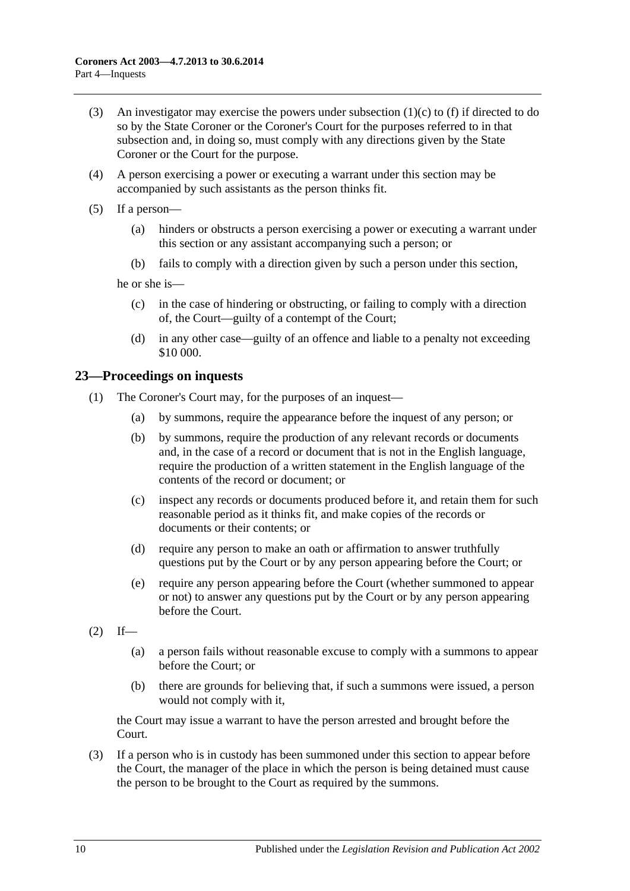(3) An investigator may exercise the powers under subsection (1)(c) to (f) if directed to do so by the State Coroner or the Coroner's Court for the purposes referred to in that subsection and, in doing so, must comply with any directions given by the State Coroner or the Court for the purpose.

(4) A person exercising a power or executing a warrant under this section may be accompanied by such assistants as the person thinks fit.

(5) If a person—

(a) hinders or obstructs a person exercising a power or executing a warrant under this section or any assistant accompanying such a person; or

(b) fails to comply with a direction given by such a person under this section,

he or she is—

(c) in the case of hindering or obstructing, or failing to comply with a direction of, the Court—guilty of a contempt of the Court;

(d) in any other case—guilty of an offence and liable to a penalty not exceeding $10 000.

## 23—Proceedings on inquests

(1) The Coroner's Court may, for the purposes of an inquest—

(a) by summons, require the appearance before the inquest of any person; or

(b) by summons, require the production of any relevant records or documents and, in the case of a record or document that is not in the English language, require the production of a written statement in the English language of the contents of the record or document; or

(c) inspect any records or documents produced before it, and retain them for such reasonable period as it thinks fit, and make copies of the records or documents or their contents; or

(d) require any person to make an oath or affirmation to answer truthfully questions put by the Court or by any person appearing before the Court; or

(e) require any person appearing before the Court (whether summoned to appear or not) to answer any questions put by the Court or by any person appearing before the Court.

(2) If—

(a) a person fails without reasonable excuse to comply with a summons to appear before the Court; or

(b) there are grounds for believing that, if such a summons were issued, a person would not comply with it,

the Court may issue a warrant to have the person arrested and brought before the Court.

(3) If a person who is in custody has been summoned under this section to appear before the Court, the manager of the place in which the person is being detained must cause the person to be brought to the Court as required by the summons.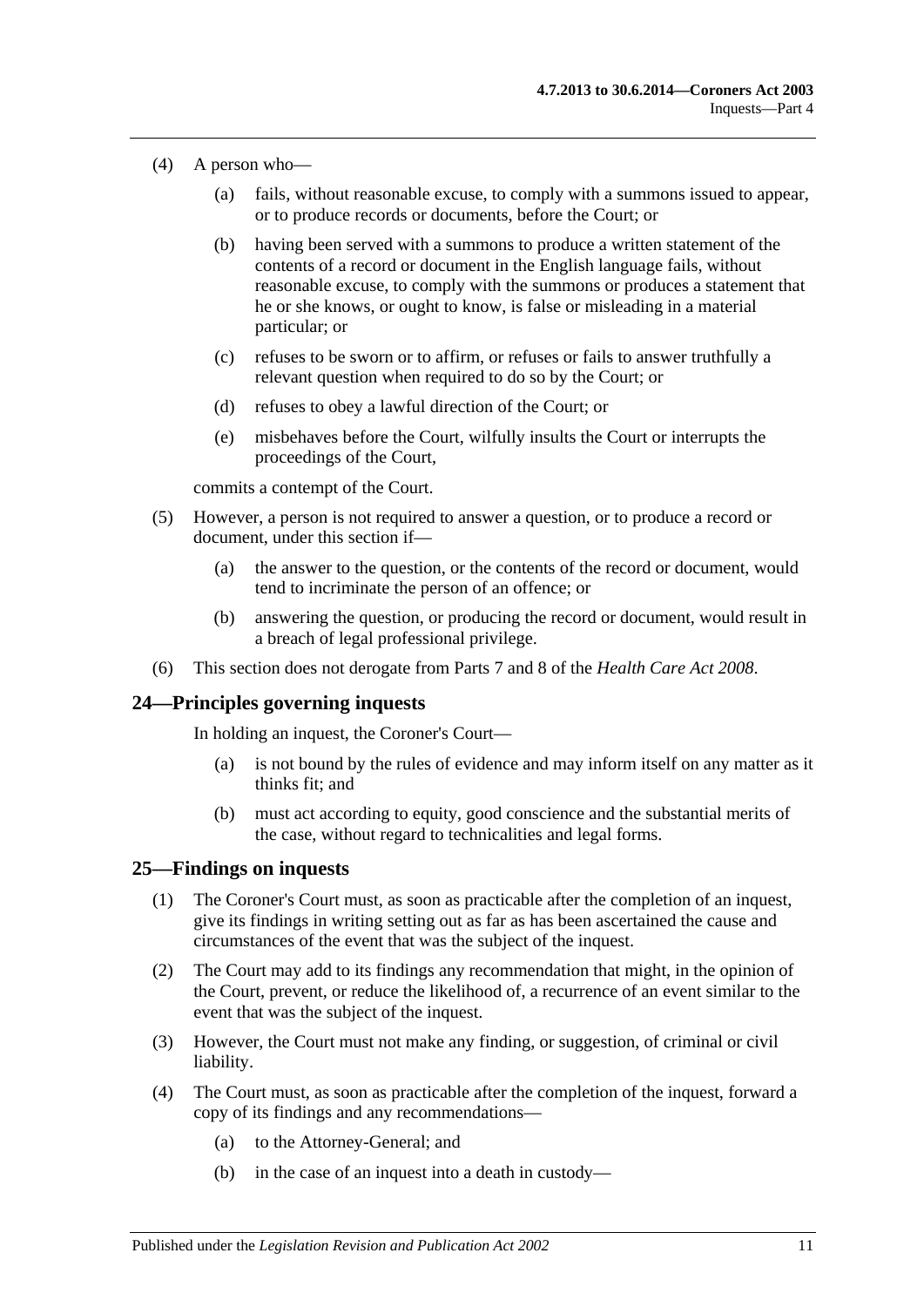(4) A person who—

(a) fails, without reasonable excuse, to comply with a summons issued to appear, or to produce records or documents, before the Court; or

(b) having been served with a summons to produce a written statement of the contents of a record or document in the English language fails, without reasonable excuse, to comply with the summons or produces a statement that he or she knows, or ought to know, is false or misleading in a material particular; or

(c) refuses to be sworn or to affirm, or refuses or fails to answer truthfully a relevant question when required to do so by the Court; or

(d) refuses to obey a lawful direction of the Court; or

(e) misbehaves before the Court, wilfully insults the Court or interrupts the proceedings of the Court,

commits a contempt of the Court.

(5) However, a person is not required to answer a question, or to produce a record or document, under this section if—

(a) the answer to the question, or the contents of the record or document, would tend to incriminate the person of an offence; or

(b) answering the question, or producing the record or document, would result in a breach of legal professional privilege.

(6) This section does not derogate from Parts 7 and 8 of the *Health Care Act 2008*.

## 24—Principles governing inquests

In holding an inquest, the Coroner's Court—

(a) is not bound by the rules of evidence and may inform itself on any matter as it thinks fit; and

(b) must act according to equity, good conscience and the substantial merits of the case, without regard to technicalities and legal forms.

## 25—Findings on inquests

(1) The Coroner's Court must, as soon as practicable after the completion of an inquest, give its findings in writing setting out as far as has been ascertained the cause and circumstances of the event that was the subject of the inquest.

(2) The Court may add to its findings any recommendation that might, in the opinion of the Court, prevent, or reduce the likelihood of, a recurrence of an event similar to the event that was the subject of the inquest.

(3) However, the Court must not make any finding, or suggestion, of criminal or civil liability.

(4) The Court must, as soon as practicable after the completion of the inquest, forward a copy of its findings and any recommendations—

(a) to the Attorney-General; and

(b) in the case of an inquest into a death in custody—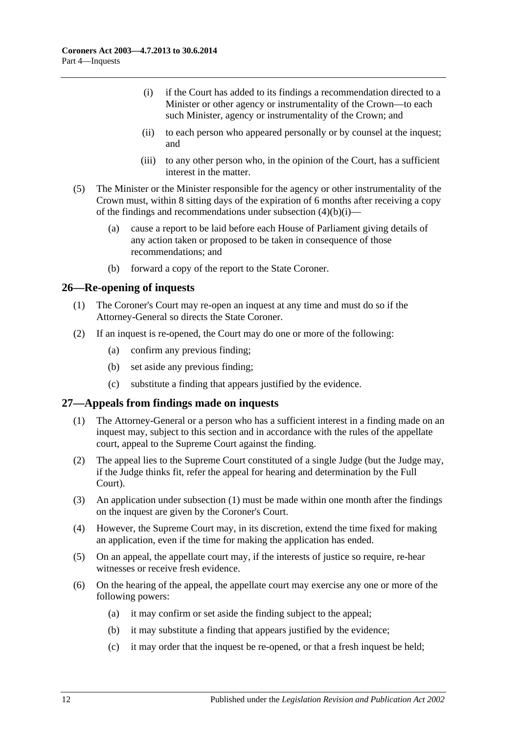(i) if the Court has added to its findings a recommendation directed to a Minister or other agency or instrumentality of the Crown—to each such Minister, agency or instrumentality of the Crown; and

(ii) to each person who appeared personally or by counsel at the inquest; and

(iii) to any other person who, in the opinion of the Court, has a sufficient interest in the matter.

(5) The Minister or the Minister responsible for the agency or other instrumentality of the Crown must, within 8 sitting days of the expiration of 6 months after receiving a copy of the findings and recommendations under subsection (4)(b)(i)—

(a) cause a report to be laid before each House of Parliament giving details of any action taken or proposed to be taken in consequence of those recommendations; and

(b) forward a copy of the report to the State Coroner.

## 26—Re-opening of inquests

(1) The Coroner's Court may re-open an inquest at any time and must do so if the Attorney-General so directs the State Coroner.

(2) If an inquest is re-opened, the Court may do one or more of the following:

(a) confirm any previous finding;

(b) set aside any previous finding;

(c) substitute a finding that appears justified by the evidence.

## 27—Appeals from findings made on inquests

(1) The Attorney-General or a person who has a sufficient interest in a finding made on an inquest may, subject to this section and in accordance with the rules of the appellate court, appeal to the Supreme Court against the finding.

(2) The appeal lies to the Supreme Court constituted of a single Judge (but the Judge may, if the Judge thinks fit, refer the appeal for hearing and determination by the Full Court).

(3) An application under subsection (1) must be made within one month after the findings on the inquest are given by the Coroner's Court.

(4) However, the Supreme Court may, in its discretion, extend the time fixed for making an application, even if the time for making the application has ended.

(5) On an appeal, the appellate court may, if the interests of justice so require, re-hear witnesses or receive fresh evidence.

(6) On the hearing of the appeal, the appellate court may exercise any one or more of the following powers:

(a) it may confirm or set aside the finding subject to the appeal;

(b) it may substitute a finding that appears justified by the evidence;

(c) it may order that the inquest be re-opened, or that a fresh inquest be held;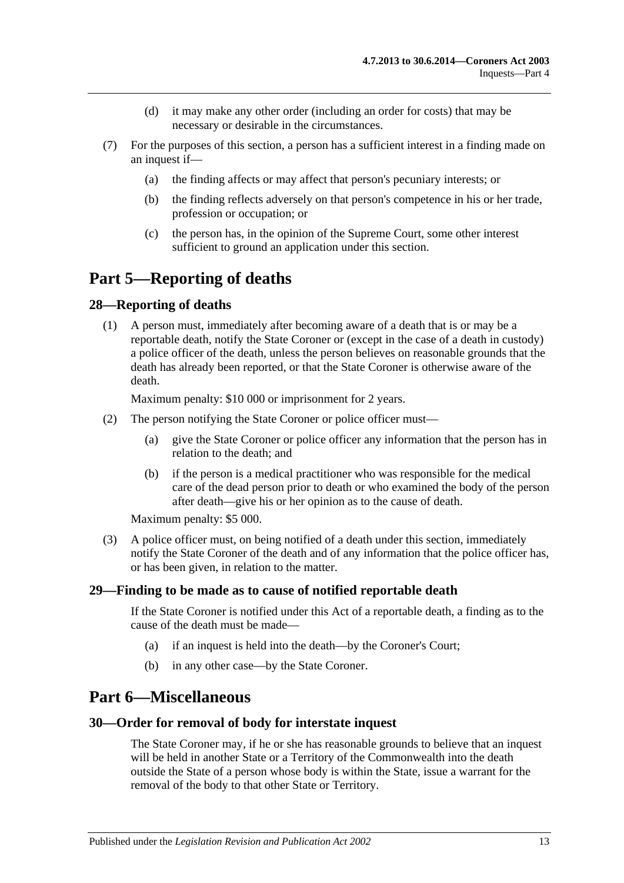(d) it may make any other order (including an order for costs) that may be necessary or desirable in the circumstances.

(7) For the purposes of this section, a person has a sufficient interest in a finding made on an inquest if—

(a) the finding affects or may affect that person's pecuniary interests; or

(b) the finding reflects adversely on that person's competence in his or her trade, profession or occupation; or

(c) the person has, in the opinion of the Supreme Court, some other interest sufficient to ground an application under this section.

# Part 5—Reporting of deaths

## 28—Reporting of deaths

(1) A person must, immediately after becoming aware of a death that is or may be a reportable death, notify the State Coroner or (except in the case of a death in custody) a police officer of the death, unless the person believes on reasonable grounds that the death has already been reported, or that the State Coroner is otherwise aware of the death.

Maximum penalty: $10 000 or imprisonment for 2 years.

(2) The person notifying the State Coroner or police officer must—

(a) give the State Coroner or police officer any information that the person has in relation to the death; and

(b) if the person is a medical practitioner who was responsible for the medical care of the dead person prior to death or who examined the body of the person after death—give his or her opinion as to the cause of death.

Maximum penalty: $5 000.

(3) A police officer must, on being notified of a death under this section, immediately notify the State Coroner of the death and of any information that the police officer has, or has been given, in relation to the matter.

## 29—Finding to be made as to cause of notified reportable death

If the State Coroner is notified under this Act of a reportable death, a finding as to the cause of the death must be made—

(a) if an inquest is held into the death—by the Coroner's Court;

(b) in any other case—by the State Coroner.

# Part 6—Miscellaneous

## 30—Order for removal of body for interstate inquest

The State Coroner may, if he or she has reasonable grounds to believe that an inquest will be held in another State or a Territory of the Commonwealth into the death outside the State of a person whose body is within the State, issue a warrant for the removal of the body to that other State or Territory.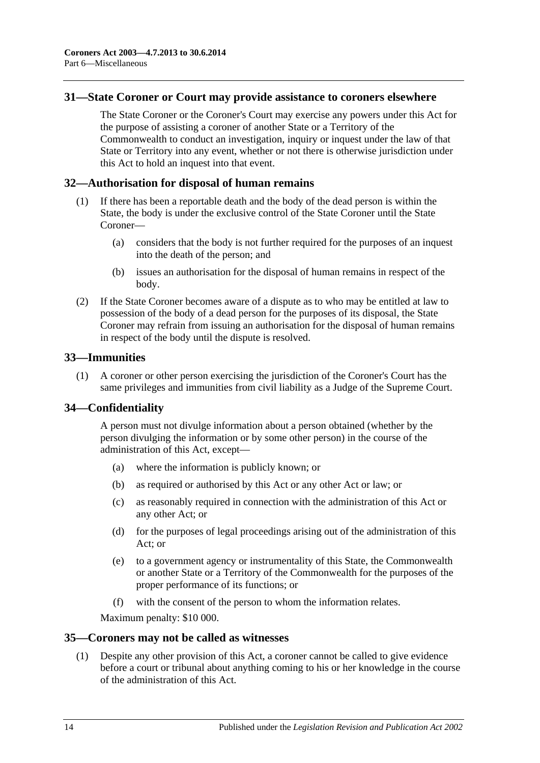## 31—State Coroner or Court may provide assistance to coroners elsewhere

The State Coroner or the Coroner's Court may exercise any powers under this Act for the purpose of assisting a coroner of another State or a Territory of the Commonwealth to conduct an investigation, inquiry or inquest under the law of that State or Territory into any event, whether or not there is otherwise jurisdiction under this Act to hold an inquest into that event.

## 32—Authorisation for disposal of human remains

(1) If there has been a reportable death and the body of the dead person is within the State, the body is under the exclusive control of the State Coroner until the State Coroner—

(a) considers that the body is not further required for the purposes of an inquest into the death of the person; and

(b) issues an authorisation for the disposal of human remains in respect of the body.

(2) If the State Coroner becomes aware of a dispute as to who may be entitled at law to possession of the body of a dead person for the purposes of its disposal, the State Coroner may refrain from issuing an authorisation for the disposal of human remains in respect of the body until the dispute is resolved.

## 33—Immunities

(1) A coroner or other person exercising the jurisdiction of the Coroner's Court has the same privileges and immunities from civil liability as a Judge of the Supreme Court.

## 34—Confidentiality

A person must not divulge information about a person obtained (whether by the person divulging the information or by some other person) in the course of the administration of this Act, except—

(a) where the information is publicly known; or

(b) as required or authorised by this Act or any other Act or law; or

(c) as reasonably required in connection with the administration of this Act or any other Act; or

(d) for the purposes of legal proceedings arising out of the administration of this Act; or

(e) to a government agency or instrumentality of this State, the Commonwealth or another State or a Territory of the Commonwealth for the purposes of the proper performance of its functions; or

(f) with the consent of the person to whom the information relates.

Maximum penalty: $10 000.

## 35—Coroners may not be called as witnesses

(1) Despite any other provision of this Act, a coroner cannot be called to give evidence before a court or tribunal about anything coming to his or her knowledge in the course of the administration of this Act.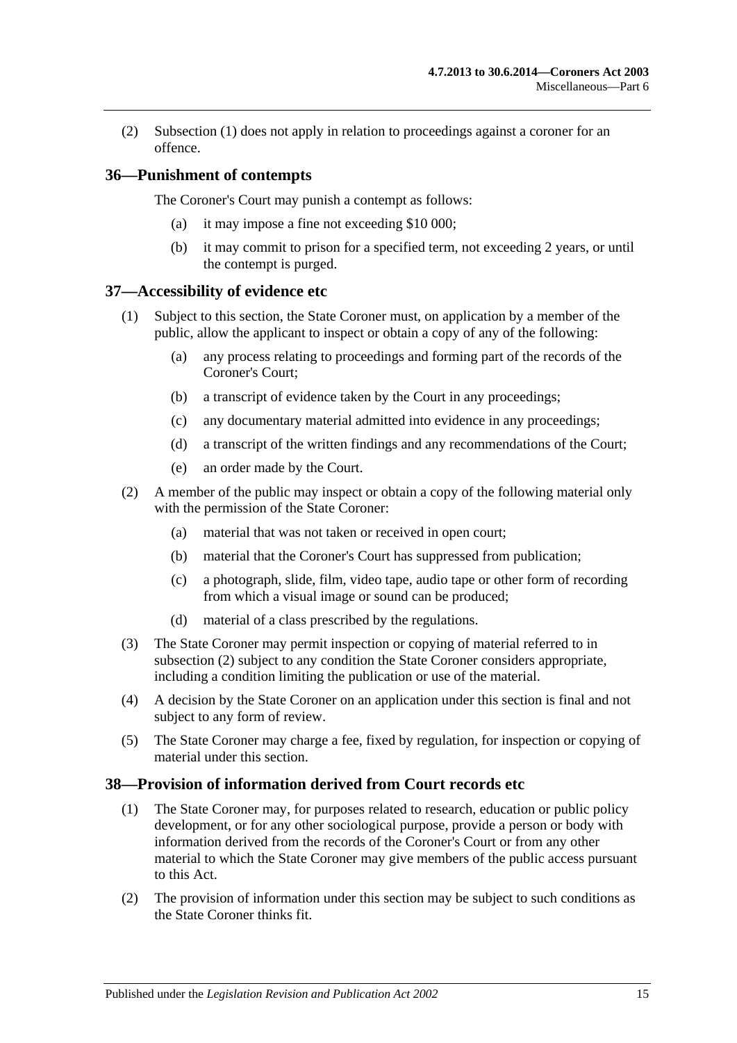(2) Subsection (1) does not apply in relation to proceedings against a coroner for an offence.

## 36—Punishment of contempts

The Coroner's Court may punish a contempt as follows:

(a) it may impose a fine not exceeding $10 000;

(b) it may commit to prison for a specified term, not exceeding 2 years, or until the contempt is purged.

## 37—Accessibility of evidence etc

(1) Subject to this section, the State Coroner must, on application by a member of the public, allow the applicant to inspect or obtain a copy of any of the following:

(a) any process relating to proceedings and forming part of the records of the Coroner's Court;

(b) a transcript of evidence taken by the Court in any proceedings;

(c) any documentary material admitted into evidence in any proceedings;

(d) a transcript of the written findings and any recommendations of the Court;

(e) an order made by the Court.

(2) A member of the public may inspect or obtain a copy of the following material only with the permission of the State Coroner:

(a) material that was not taken or received in open court;

(b) material that the Coroner's Court has suppressed from publication;

(c) a photograph, slide, film, video tape, audio tape or other form of recording from which a visual image or sound can be produced;

(d) material of a class prescribed by the regulations.

(3) The State Coroner may permit inspection or copying of material referred to in subsection (2) subject to any condition the State Coroner considers appropriate, including a condition limiting the publication or use of the material.

(4) A decision by the State Coroner on an application under this section is final and not subject to any form of review.

(5) The State Coroner may charge a fee, fixed by regulation, for inspection or copying of material under this section.

## 38—Provision of information derived from Court records etc

(1) The State Coroner may, for purposes related to research, education or public policy development, or for any other sociological purpose, provide a person or body with information derived from the records of the Coroner's Court or from any other material to which the State Coroner may give members of the public access pursuant to this Act.

(2) The provision of information under this section may be subject to such conditions as the State Coroner thinks fit.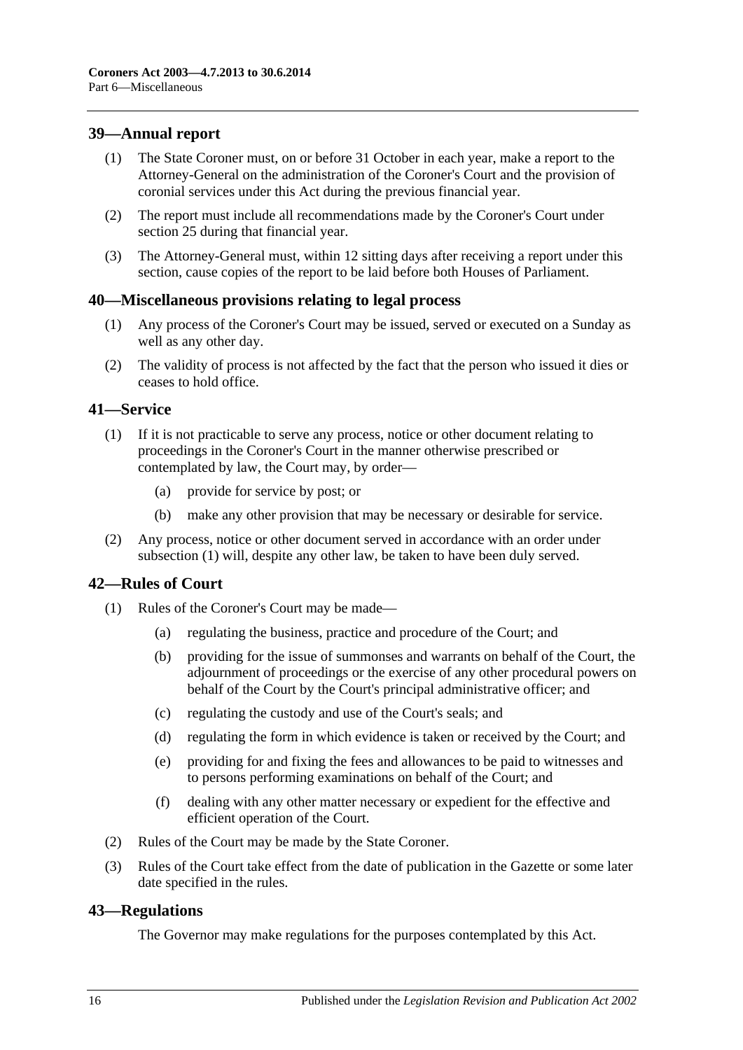## 39—Annual report

(1) The State Coroner must, on or before 31 October in each year, make a report to the Attorney-General on the administration of the Coroner's Court and the provision of coronial services under this Act during the previous financial year.

(2) The report must include all recommendations made by the Coroner's Court under section 25 during that financial year.

(3) The Attorney-General must, within 12 sitting days after receiving a report under this section, cause copies of the report to be laid before both Houses of Parliament.

## 40—Miscellaneous provisions relating to legal process

(1) Any process of the Coroner's Court may be issued, served or executed on a Sunday as well as any other day.

(2) The validity of process is not affected by the fact that the person who issued it dies or ceases to hold office.

## 41—Service

(1) If it is not practicable to serve any process, notice or other document relating to proceedings in the Coroner's Court in the manner otherwise prescribed or contemplated by law, the Court may, by order—

- (a) provide for service by post; or
- (b) make any other provision that may be necessary or desirable for service.

(2) Any process, notice or other document served in accordance with an order under subsection (1) will, despite any other law, be taken to have been duly served.

## 42—Rules of Court

(1) Rules of the Coroner's Court may be made—

- (a) regulating the business, practice and procedure of the Court; and
- (b) providing for the issue of summonses and warrants on behalf of the Court, the adjournment of proceedings or the exercise of any other procedural powers on behalf of the Court by the Court's principal administrative officer; and
- (c) regulating the custody and use of the Court's seals; and
- (d) regulating the form in which evidence is taken or received by the Court; and
- (e) providing for and fixing the fees and allowances to be paid to witnesses and to persons performing examinations on behalf of the Court; and
- (f) dealing with any other matter necessary or expedient for the effective and efficient operation of the Court.

(2) Rules of the Court may be made by the State Coroner.

(3) Rules of the Court take effect from the date of publication in the Gazette or some later date specified in the rules.

## 43—Regulations

The Governor may make regulations for the purposes contemplated by this Act.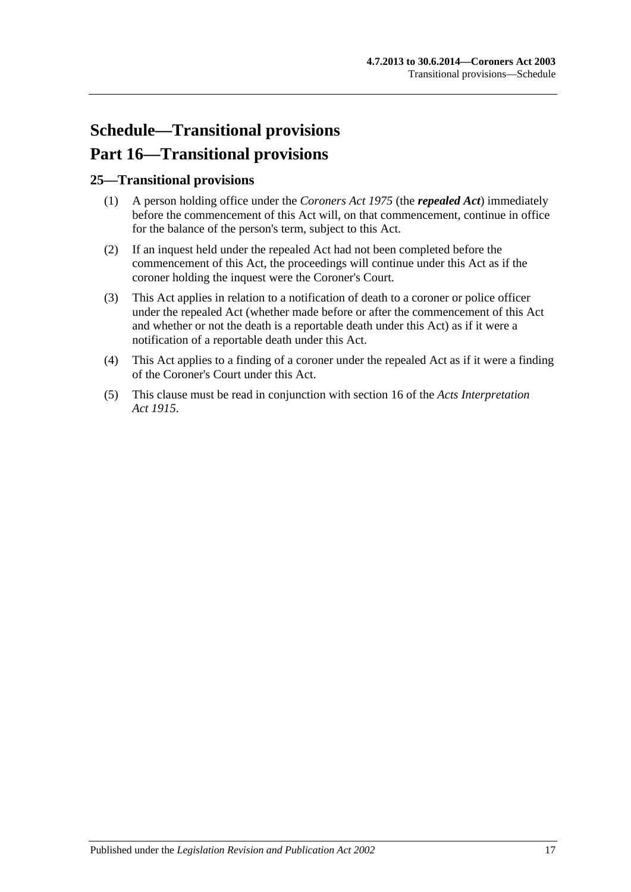# Schedule—Transitional provisions

# Part 16—Transitional provisions

## 25—Transitional provisions

(1) A person holding office under the *Coroners Act 1975* (the ***repealed Act***) immediately before the commencement of this Act will, on that commencement, continue in office for the balance of the person's term, subject to this Act.

(2) If an inquest held under the repealed Act had not been completed before the commencement of this Act, the proceedings will continue under this Act as if the coroner holding the inquest were the Coroner's Court.

(3) This Act applies in relation to a notification of death to a coroner or police officer under the repealed Act (whether made before or after the commencement of this Act and whether or not the death is a reportable death under this Act) as if it were a notification of a reportable death under this Act.

(4) This Act applies to a finding of a coroner under the repealed Act as if it were a finding of the Coroner's Court under this Act.

(5) This clause must be read in conjunction with section 16 of the *Acts Interpretation Act 1915*.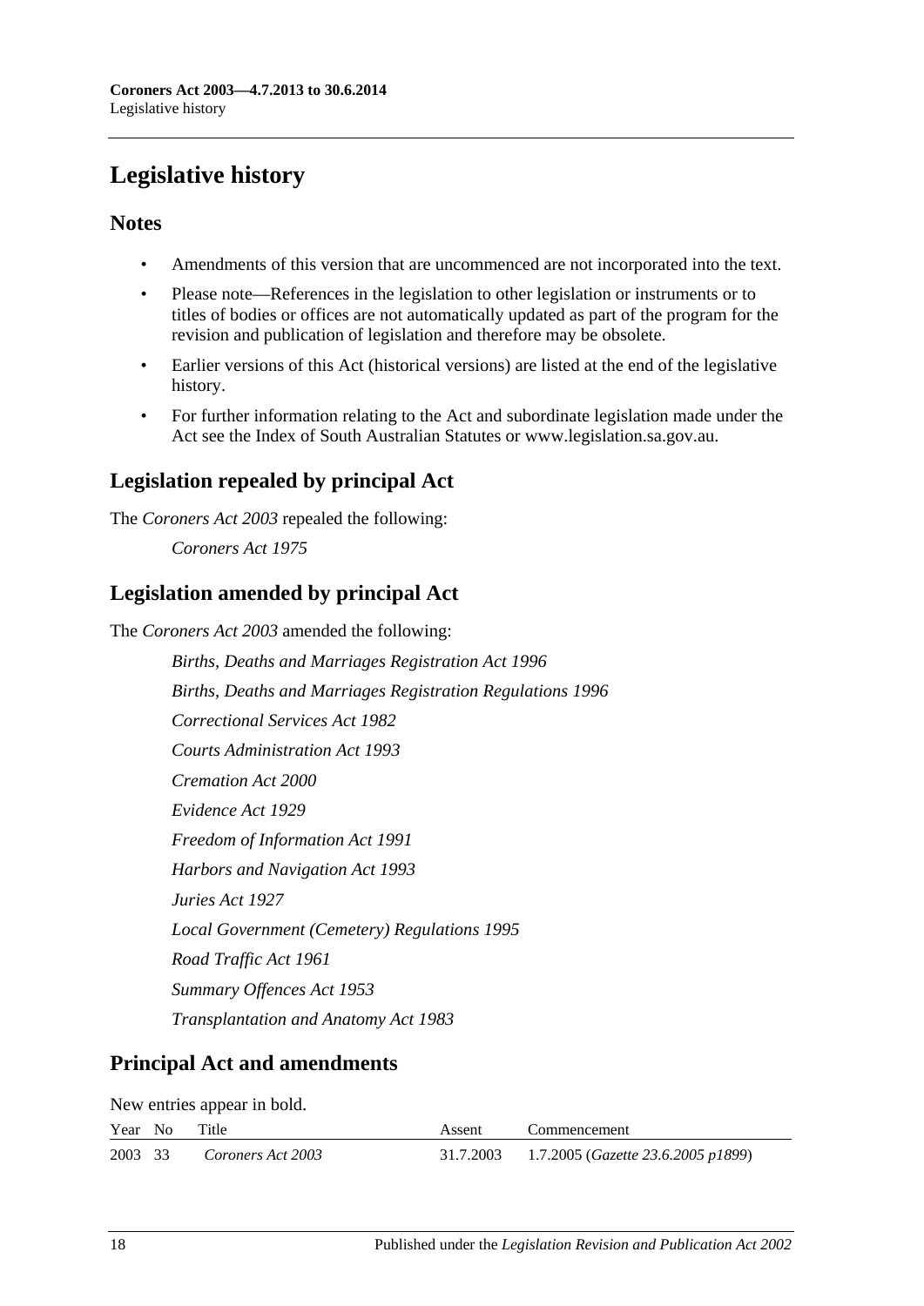# Legislative history

## Notes

- Amendments of this version that are uncommenced are not incorporated into the text.
- Please note—References in the legislation to other legislation or instruments or to titles of bodies or offices are not automatically updated as part of the program for the revision and publication of legislation and therefore may be obsolete.
- Earlier versions of this Act (historical versions) are listed at the end of the legislative history.
- For further information relating to the Act and subordinate legislation made under the Act see the Index of South Australian Statutes or www.legislation.sa.gov.au.

## Legislation repealed by principal Act

The *Coroners Act 2003* repealed the following:

*Coroners Act 1975*

## Legislation amended by principal Act

The *Coroners Act 2003* amended the following:

*Births, Deaths and Marriages Registration Act 1996*

*Births, Deaths and Marriages Registration Regulations 1996*

*Correctional Services Act 1982*

*Courts Administration Act 1993*

*Cremation Act 2000*

*Evidence Act 1929*

*Freedom of Information Act 1991*

*Harbors and Navigation Act 1993*

*Juries Act 1927*

*Local Government (Cemetery) Regulations 1995*

*Road Traffic Act 1961*

*Summary Offences Act 1953*

*Transplantation and Anatomy Act 1983*

## Principal Act and amendments

New entries appear in bold.

| Year | No | Title | Assent | Commencement |
|---|---|---|---|---|
| 2003 | 33 | *Coroners Act 2003* | 31.7.2003 | 1.7.2005 (*Gazette 23.6.2005 p1899*) |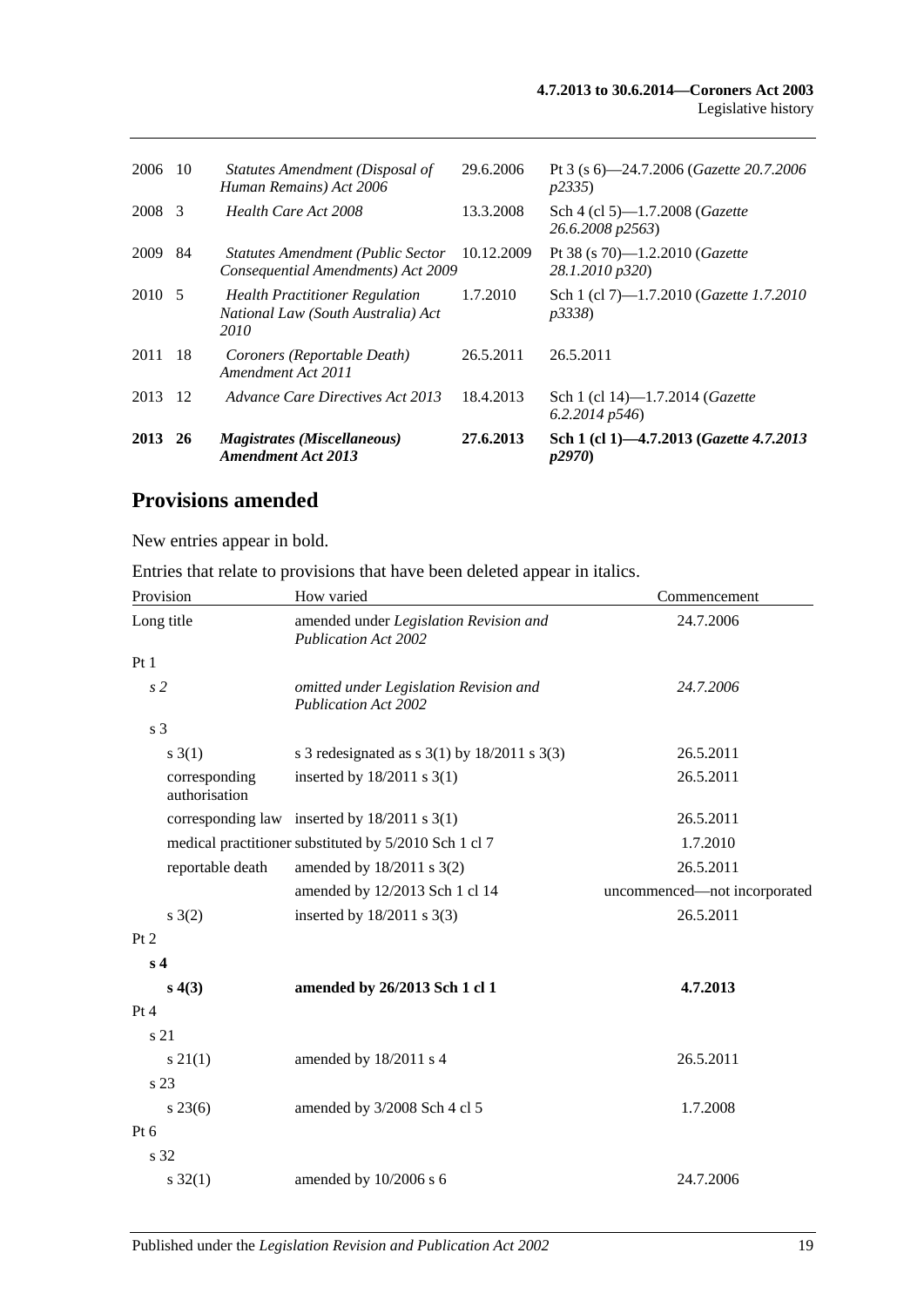| 2006 | 10 | *Statutes Amendment (Disposal of Human Remains) Act 2006* | 29.6.2006 | Pt 3 (s 6)—24.7.2006 (*Gazette 20.7.2006 p2335*) |
|---|---|---|---|---|
| 2008 | 3 | *Health Care Act 2008* | 13.3.2008 | Sch 4 (cl 5)—1.7.2008 (*Gazette 26.6.2008 p2563*) |
| 2009 | 84 | *Statutes Amendment (Public Sector Consequential Amendments) Act 2009* | 10.12.2009 | Pt 38 (s 70)—1.2.2010 (*Gazette 28.1.2010 p320*) |
| 2010 | 5 | *Health Practitioner Regulation National Law (South Australia) Act 2010* | 1.7.2010 | Sch 1 (cl 7)—1.7.2010 (*Gazette 1.7.2010 p3338*) |
| 2011 | 18 | *Coroners (Reportable Death) Amendment Act 2011* | 26.5.2011 | 26.5.2011 |
| 2013 | 12 | *Advance Care Directives Act 2013* | 18.4.2013 | Sch 1 (cl 14)—1.7.2014 (*Gazette 6.2.2014 p546*) |
| **2013** | **26** | ***Magistrates (Miscellaneous) Amendment Act 2013*** | **27.6.2013** | **Sch 1 (cl 1)—4.7.2013 (*Gazette 4.7.2013 p2970*)** |

## Provisions amended

New entries appear in bold.

Entries that relate to provisions that have been deleted appear in italics.

| Provision | How varied | Commencement |
|---|---|---|
| Long title | amended under *Legislation Revision and Publication Act 2002* | 24.7.2006 |
| Pt 1 | | |
| *s 2* | *omitted under Legislation Revision and Publication Act 2002* | *24.7.2006* |
| s 3 | | |
| s 3(1) | s 3 redesignated as s 3(1) by 18/2011 s 3(3) | 26.5.2011 |
| corresponding authorisation | inserted by 18/2011 s 3(1) | 26.5.2011 |
| corresponding law | inserted by 18/2011 s 3(1) | 26.5.2011 |
| medical practitioner | substituted by 5/2010 Sch 1 cl 7 | 1.7.2010 |
| reportable death | amended by 18/2011 s 3(2) | 26.5.2011 |
| | amended by 12/2013 Sch 1 cl 14 | uncommenced—not incorporated |
| s 3(2) | inserted by 18/2011 s 3(3) | 26.5.2011 |
| Pt 2 | | |
| **s 4** | | |
| **s 4(3)** | **amended by 26/2013 Sch 1 cl 1** | **4.7.2013** |
| Pt 4 | | |
| s 21 | | |
| s 21(1) | amended by 18/2011 s 4 | 26.5.2011 |
| s 23 | | |
| s 23(6) | amended by 3/2008 Sch 4 cl 5 | 1.7.2008 |
| Pt 6 | | |
| s 32 | | |
| s 32(1) | amended by 10/2006 s 6 | 24.7.2006 |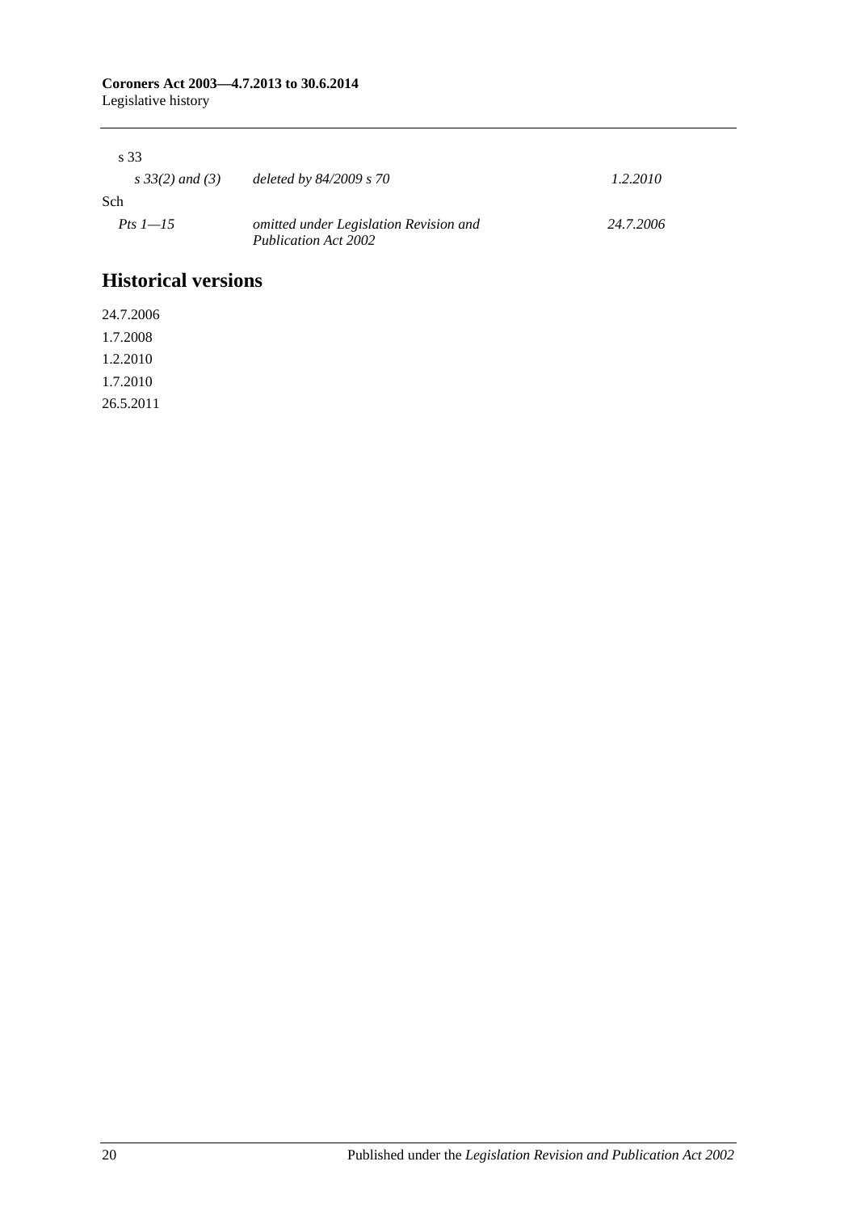| | | |
|---|---|---|
| s 33 | | |
| *s 33(2) and (3)* | *deleted by 84/2009 s 70* | *1.2.2010* |
| Sch | | |
| *Pts 1—15* | *omitted under Legislation Revision and Publication Act 2002* | *24.7.2006* |

## Historical versions

24.7.2006

1.7.2008

1.2.2010

1.7.2010

26.5.2011